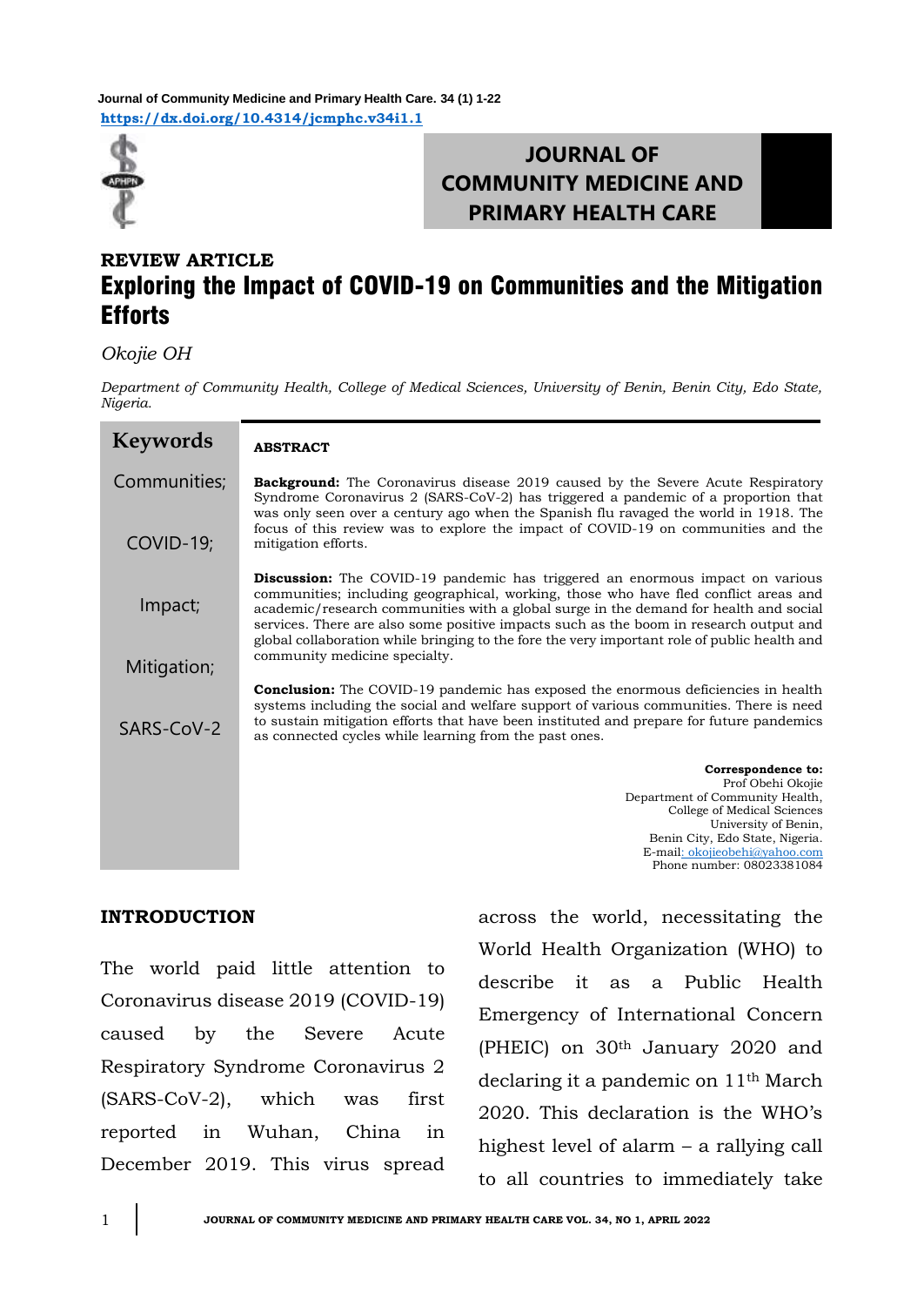**REVIEW ARTICLE**

# Exploring the Impact of COVID-19 on Communities and the Mitigation Efforts

*Okojie OH*

*Department of Community Health, College of Medical Sciences, University of Benin, Benin City, Edo State, Nigeria.*

**Keywords**

Communities; COVID-19; Impact; Mitigation; SARS-CoV-2

**ABSTRACT**

**Background:** The Coronavirus disease 2019 caused by the Severe Acute Respiratory Syndrome Coronavirus 2 (SARS-CoV-2) has triggered a pandemic of a proportion that was only seen over a century ago when the Spanish flu ravaged the world in 1918. The focus of this review was to explore the impact of COVID-19 on communities and the mitigation efforts.

**Discussion:** The COVID-19 pandemic has triggered an enormous impact on various communities; including geographical, working, those who have fled conflict areas and academic/research communities with a global surge in the demand for health and social services. There are also some positive impacts such as the boom in research output and global collaboration while bringing to the fore the very important role of public health and community medicine specialty.

**Conclusion:** The COVID-19 pandemic has exposed the enormous deficiencies in health systems including the social and welfare support of various communities. There is need to sustain mitigation efforts that have been instituted and prepare for future pandemics as connected cycles while learning from the past ones.

**Correspondence to:**
Prof Obehi Okojie
Department of Community Health,
College of Medical Sciences
University of Benin,
Benin City, Edo State, Nigeria.
E-mail: okojieobehi@yahoo.com
Phone number: 08023381084

## INTRODUCTION

The world paid little attention to Coronavirus disease 2019 (COVID-19) caused by the Severe Acute Respiratory Syndrome Coronavirus 2 (SARS-CoV-2), which was first reported in Wuhan, China in December 2019. This virus spread across the world, necessitating the World Health Organization (WHO) to describe it as a Public Health Emergency of International Concern (PHEIC) on 30th January 2020 and declaring it a pandemic on 11th March 2020. This declaration is the WHO's highest level of alarm – a rallying call to all countries to immediately take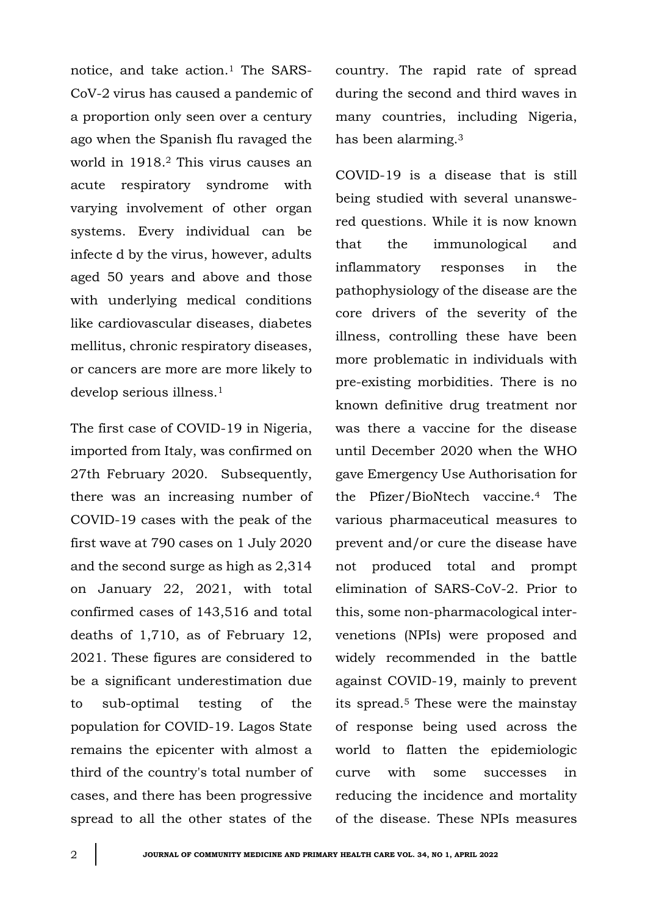notice, and take action.[1] The SARS-CoV-2 virus has caused a pandemic of a proportion only seen over a century ago when the Spanish flu ravaged the world in 1918.[2] This virus causes an acute respiratory syndrome with varying involvement of other organ systems. Every individual can be infecte d by the virus, however, adults aged 50 years and above and those with underlying medical conditions like cardiovascular diseases, diabetes mellitus, chronic respiratory diseases, or cancers are more are more likely to develop serious illness.[1]

The first case of COVID-19 in Nigeria, imported from Italy, was confirmed on 27th February 2020. Subsequently, there was an increasing number of COVID-19 cases with the peak of the first wave at 790 cases on 1 July 2020 and the second surge as high as 2,314 on January 22, 2021, with total confirmed cases of 143,516 and total deaths of 1,710, as of February 12, 2021. These figures are considered to be a significant underestimation due to sub-optimal testing of the population for COVID-19. Lagos State remains the epicenter with almost a third of the country's total number of cases, and there has been progressive spread to all the other states of the country. The rapid rate of spread during the second and third waves in many countries, including Nigeria, has been alarming.[3]

COVID-19 is a disease that is still being studied with several unanswered questions. While it is now known that the immunological and inflammatory responses in the pathophysiology of the disease are the core drivers of the severity of the illness, controlling these have been more problematic in individuals with pre-existing morbidities. There is no known definitive drug treatment nor was there a vaccine for the disease until December 2020 when the WHO gave Emergency Use Authorisation for the Pfizer/BioNtech vaccine.[4] The various pharmaceutical measures to prevent and/or cure the disease have not produced total and prompt elimination of SARS-CoV-2. Prior to this, some non-pharmacological intervenetions (NPIs) were proposed and widely recommended in the battle against COVID-19, mainly to prevent its spread.[5] These were the mainstay of response being used across the world to flatten the epidemiologic curve with some successes in reducing the incidence and mortality of the disease. These NPIs measures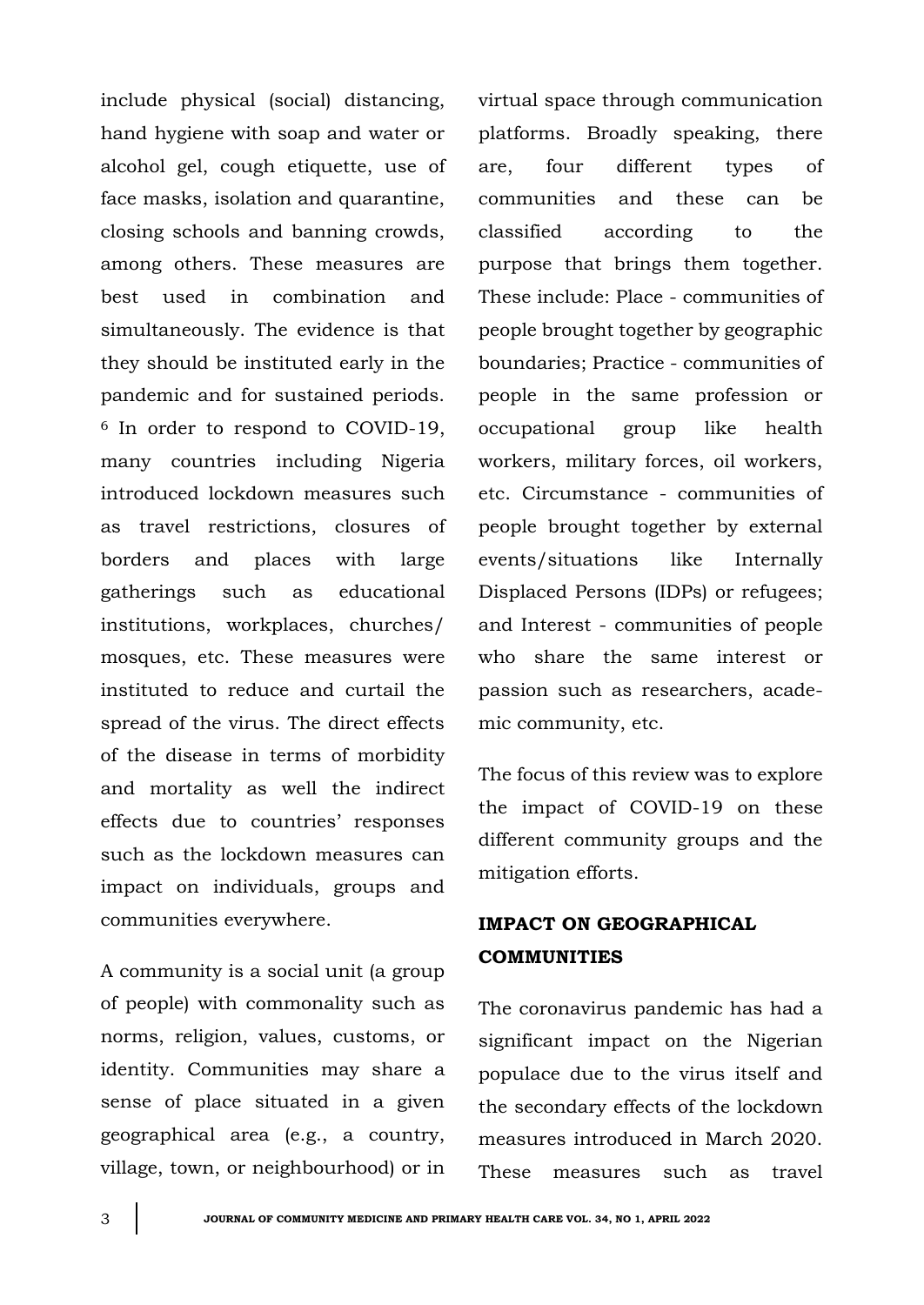include physical (social) distancing, hand hygiene with soap and water or alcohol gel, cough etiquette, use of face masks, isolation and quarantine, closing schools and banning crowds, among others. These measures are best used in combination and simultaneously. The evidence is that they should be instituted early in the pandemic and for sustained periods. [6] In order to respond to COVID-19, many countries including Nigeria introduced lockdown measures such as travel restrictions, closures of borders and places with large gatherings such as educational institutions, workplaces, churches/ mosques, etc. These measures were instituted to reduce and curtail the spread of the virus. The direct effects of the disease in terms of morbidity and mortality as well the indirect effects due to countries' responses such as the lockdown measures can impact on individuals, groups and communities everywhere.

A community is a social unit (a group of people) with commonality such as norms, religion, values, customs, or identity. Communities may share a sense of place situated in a given geographical area (e.g., a country, village, town, or neighbourhood) or in virtual space through communication platforms. Broadly speaking, there are, four different types of communities and these can be classified according to the purpose that brings them together. These include: Place - communities of people brought together by geographic boundaries; Practice - communities of people in the same profession or occupational group like health workers, military forces, oil workers, etc. Circumstance - communities of people brought together by external events/situations like Internally Displaced Persons (IDPs) or refugees; and Interest - communities of people who share the same interest or passion such as researchers, academic community, etc.

The focus of this review was to explore the impact of COVID-19 on these different community groups and the mitigation efforts.

## IMPACT ON GEOGRAPHICAL COMMUNITIES

The coronavirus pandemic has had a significant impact on the Nigerian populace due to the virus itself and the secondary effects of the lockdown measures introduced in March 2020. These measures such as travel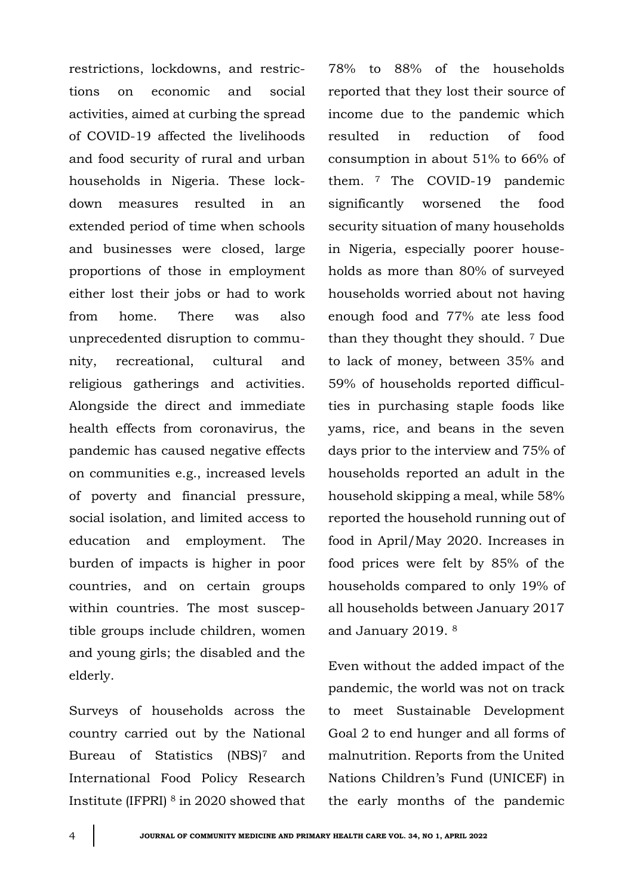restrictions, lockdowns, and restrictions on economic and social activities, aimed at curbing the spread of COVID-19 affected the livelihoods and food security of rural and urban households in Nigeria. These lockdown measures resulted in an extended period of time when schools and businesses were closed, large proportions of those in employment either lost their jobs or had to work from home. There was also unprecedented disruption to community, recreational, cultural and religious gatherings and activities. Alongside the direct and immediate health effects from coronavirus, the pandemic has caused negative effects on communities e.g., increased levels of poverty and financial pressure, social isolation, and limited access to education and employment. The burden of impacts is higher in poor countries, and on certain groups within countries. The most susceptible groups include children, women and young girls; the disabled and the elderly.

Surveys of households across the country carried out by the National Bureau of Statistics (NBS)[7] and International Food Policy Research Institute (IFPRI) [8] in 2020 showed that 78% to 88% of the households reported that they lost their source of income due to the pandemic which resulted in reduction of food consumption in about 51% to 66% of them. [7] The COVID-19 pandemic significantly worsened the food security situation of many households in Nigeria, especially poorer households as more than 80% of surveyed households worried about not having enough food and 77% ate less food than they thought they should. [7] Due to lack of money, between 35% and 59% of households reported difficulties in purchasing staple foods like yams, rice, and beans in the seven days prior to the interview and 75% of households reported an adult in the household skipping a meal, while 58% reported the household running out of food in April/May 2020. Increases in food prices were felt by 85% of the households compared to only 19% of all households between January 2017 and January 2019. [8]

Even without the added impact of the pandemic, the world was not on track to meet Sustainable Development Goal 2 to end hunger and all forms of malnutrition. Reports from the United Nations Children's Fund (UNICEF) in the early months of the pandemic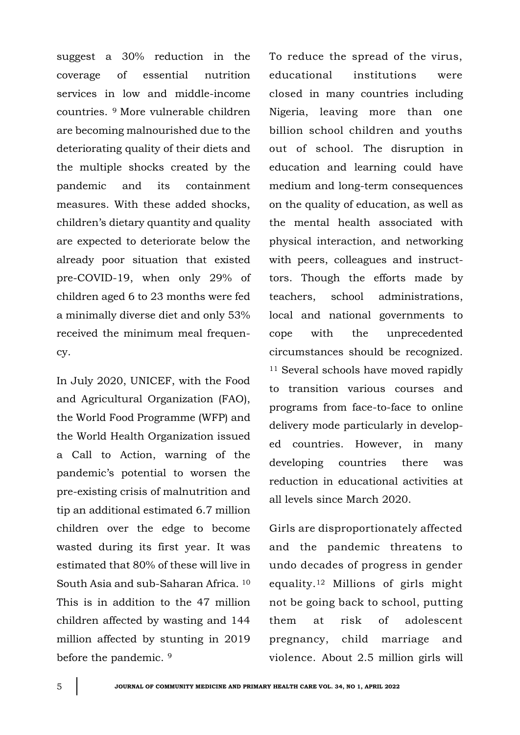suggest a 30% reduction in the coverage of essential nutrition services in low and middle-income countries. [9] More vulnerable children are becoming malnourished due to the deteriorating quality of their diets and the multiple shocks created by the pandemic and its containment measures. With these added shocks, children's dietary quantity and quality are expected to deteriorate below the already poor situation that existed pre-COVID-19, when only 29% of children aged 6 to 23 months were fed a minimally diverse diet and only 53% received the minimum meal frequency.

In July 2020, UNICEF, with the Food and Agricultural Organization (FAO), the World Food Programme (WFP) and the World Health Organization issued a Call to Action, warning of the pandemic's potential to worsen the pre-existing crisis of malnutrition and tip an additional estimated 6.7 million children over the edge to become wasted during its first year. It was estimated that 80% of these will live in South Asia and sub-Saharan Africa. [10] This is in addition to the 47 million children affected by wasting and 144 million affected by stunting in 2019 before the pandemic. [9]

To reduce the spread of the virus, educational institutions were closed in many countries including Nigeria, leaving more than one billion school children and youths out of school. The disruption in education and learning could have medium and long-term consequences on the quality of education, as well as the mental health associated with physical interaction, and networking with peers, colleagues and instructors. Though the efforts made by teachers, school administrations, local and national governments to cope with the unprecedented circumstances should be recognized. [11] Several schools have moved rapidly to transition various courses and programs from face-to-face to online delivery mode particularly in developed countries. However, in many developing countries there was reduction in educational activities at all levels since March 2020.

Girls are disproportionately affected and the pandemic threatens to undo decades of progress in gender equality.[12] Millions of girls might not be going back to school, putting them at risk of adolescent pregnancy, child marriage and violence. About 2.5 million girls will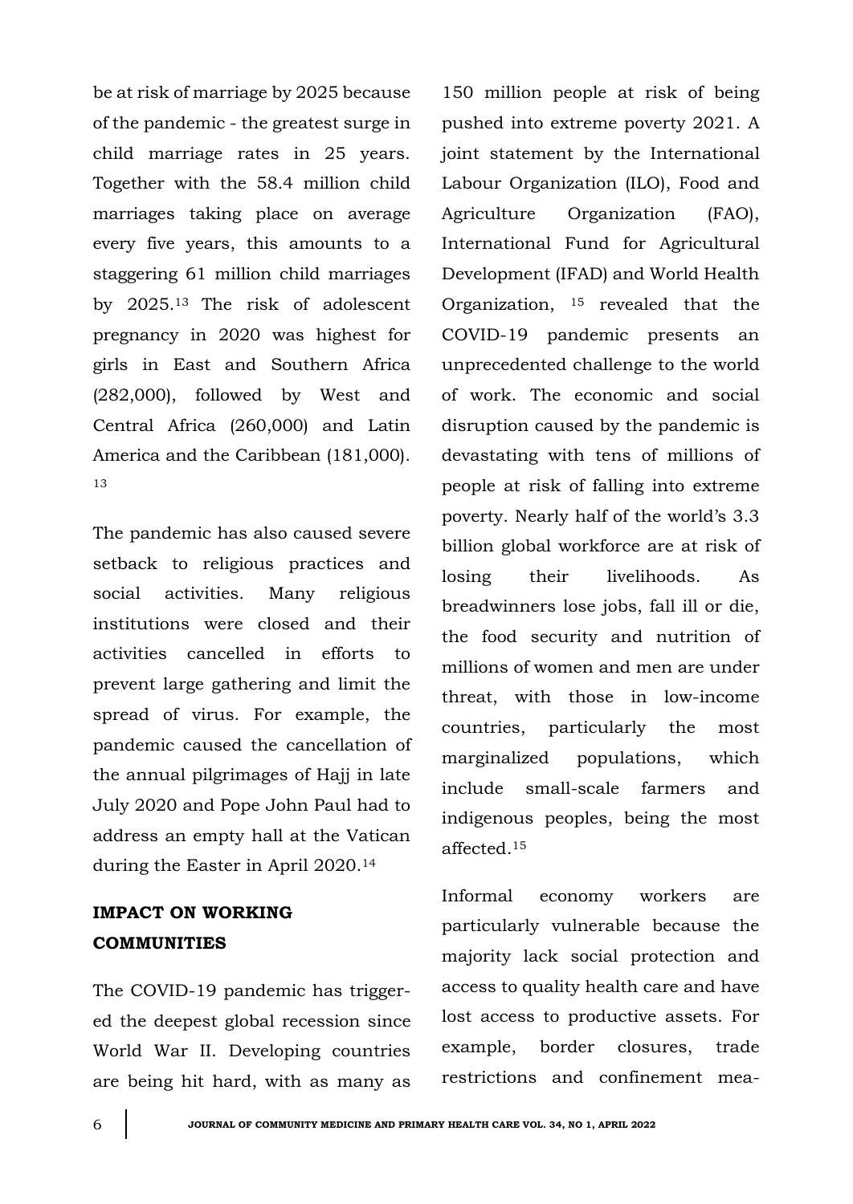be at risk of marriage by 2025 because of the pandemic - the greatest surge in child marriage rates in 25 years. Together with the 58.4 million child marriages taking place on average every five years, this amounts to a staggering 61 million child marriages by 2025.[13] The risk of adolescent pregnancy in 2020 was highest for girls in East and Southern Africa (282,000), followed by West and Central Africa (260,000) and Latin America and the Caribbean (181,000).[13]

The pandemic has also caused severe setback to religious practices and social activities. Many religious institutions were closed and their activities cancelled in efforts to prevent large gathering and limit the spread of virus. For example, the pandemic caused the cancellation of the annual pilgrimages of Hajj in late July 2020 and Pope John Paul had to address an empty hall at the Vatican during the Easter in April 2020.[14]

## IMPACT ON WORKING COMMUNITIES

The COVID-19 pandemic has triggered the deepest global recession since World War II. Developing countries are being hit hard, with as many as 150 million people at risk of being pushed into extreme poverty 2021. A joint statement by the International Labour Organization (ILO), Food and Agriculture Organization (FAO), International Fund for Agricultural Development (IFAD) and World Health Organization, [15] revealed that the COVID-19 pandemic presents an unprecedented challenge to the world of work. The economic and social disruption caused by the pandemic is devastating with tens of millions of people at risk of falling into extreme poverty. Nearly half of the world's 3.3 billion global workforce are at risk of losing their livelihoods. As breadwinners lose jobs, fall ill or die, the food security and nutrition of millions of women and men are under threat, with those in low-income countries, particularly the most marginalized populations, which include small-scale farmers and indigenous peoples, being the most affected.[15]

Informal economy workers are particularly vulnerable because the majority lack social protection and access to quality health care and have lost access to productive assets. For example, border closures, trade restrictions and confinement mea-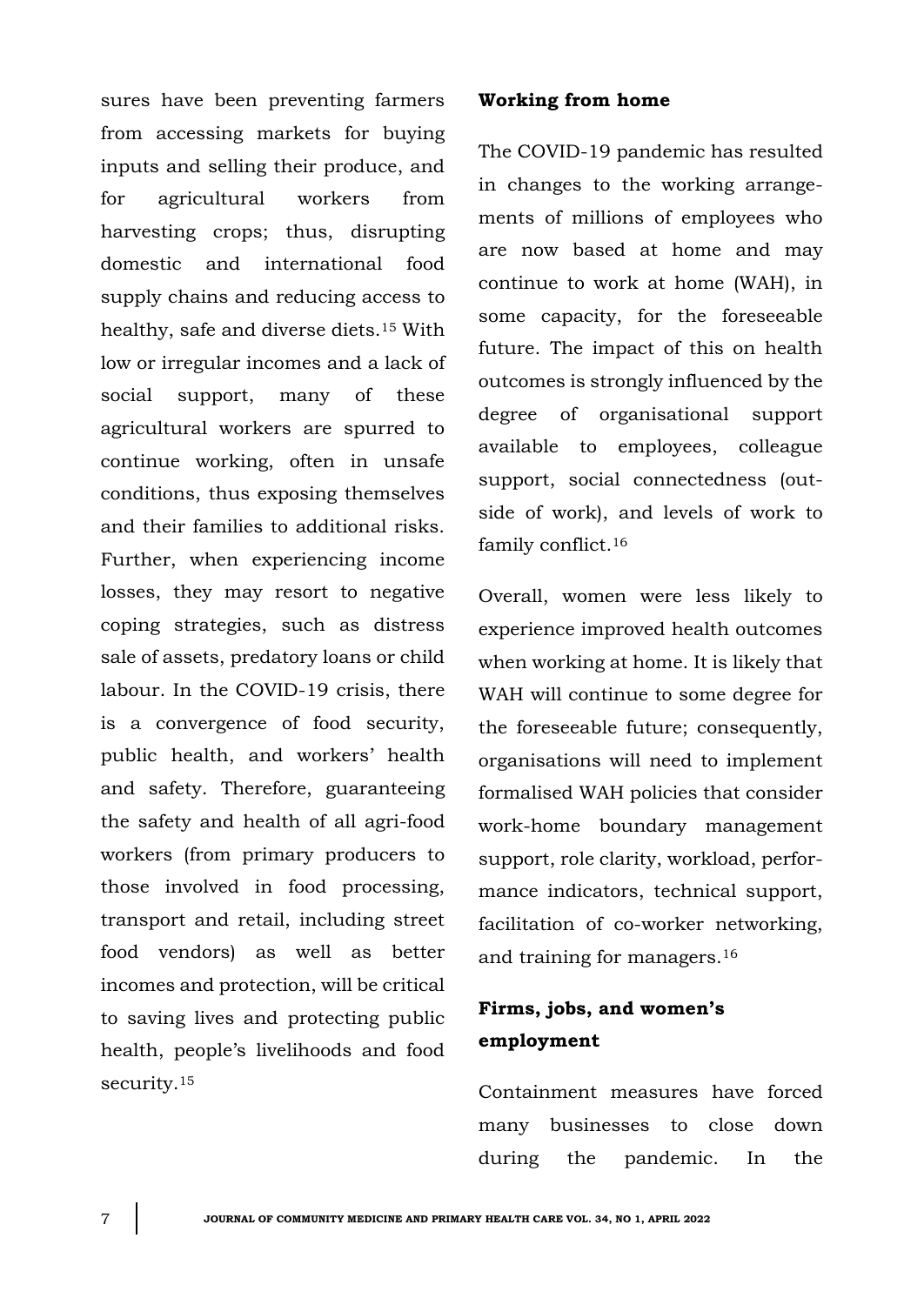sures have been preventing farmers from accessing markets for buying inputs and selling their produce, and for agricultural workers from harvesting crops; thus, disrupting domestic and international food supply chains and reducing access to healthy, safe and diverse diets.[15] With low or irregular incomes and a lack of social support, many of these agricultural workers are spurred to continue working, often in unsafe conditions, thus exposing themselves and their families to additional risks. Further, when experiencing income losses, they may resort to negative coping strategies, such as distress sale of assets, predatory loans or child labour. In the COVID-19 crisis, there is a convergence of food security, public health, and workers' health and safety. Therefore, guaranteeing the safety and health of all agri-food workers (from primary producers to those involved in food processing, transport and retail, including street food vendors) as well as better incomes and protection, will be critical to saving lives and protecting public health, people's livelihoods and food security.[15]

**Working from home**

The COVID-19 pandemic has resulted in changes to the working arrangements of millions of employees who are now based at home and may continue to work at home (WAH), in some capacity, for the foreseeable future. The impact of this on health outcomes is strongly influenced by the degree of organisational support available to employees, colleague support, social connectedness (outside of work), and levels of work to family conflict.[16]

Overall, women were less likely to experience improved health outcomes when working at home. It is likely that WAH will continue to some degree for the foreseeable future; consequently, organisations will need to implement formalised WAH policies that consider work-home boundary management support, role clarity, workload, performance indicators, technical support, facilitation of co-worker networking, and training for managers.[16]

**Firms, jobs, and women's employment**

Containment measures have forced many businesses to close down during the pandemic. In the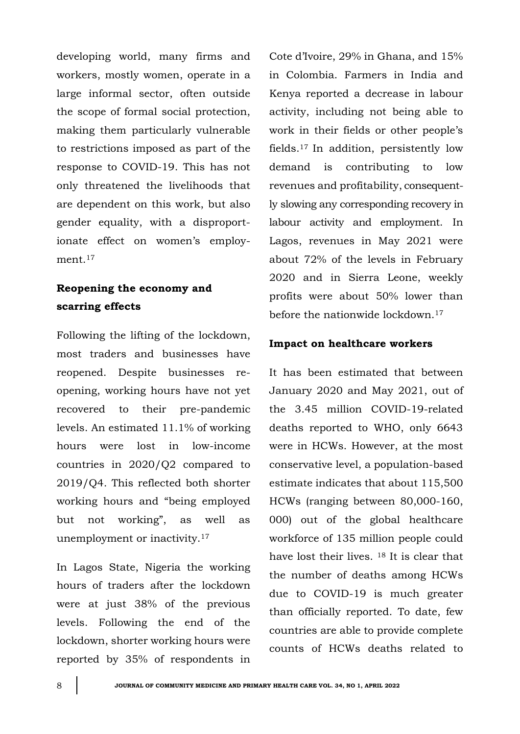developing world, many firms and workers, mostly women, operate in a large informal sector, often outside the scope of formal social protection, making them particularly vulnerable to restrictions imposed as part of the response to COVID-19. This has not only threatened the livelihoods that are dependent on this work, but also gender equality, with a disproportionate effect on women's employment.[17]

**Reopening the economy and scarring effects**

Following the lifting of the lockdown, most traders and businesses have reopened. Despite businesses reopening, working hours have not yet recovered to their pre-pandemic levels. An estimated 11.1% of working hours were lost in low-income countries in 2020/Q2 compared to 2019/Q4. This reflected both shorter working hours and "being employed but not working", as well as unemployment or inactivity.[17]

In Lagos State, Nigeria the working hours of traders after the lockdown were at just 38% of the previous levels. Following the end of the lockdown, shorter working hours were reported by 35% of respondents in Cote d'Ivoire, 29% in Ghana, and 15% in Colombia. Farmers in India and Kenya reported a decrease in labour activity, including not being able to work in their fields or other people's fields.[17] In addition, persistently low demand is contributing to low revenues and profitability, consequently slowing any corresponding recovery in labour activity and employment. In Lagos, revenues in May 2021 were about 72% of the levels in February 2020 and in Sierra Leone, weekly profits were about 50% lower than before the nationwide lockdown.[17]

**Impact on healthcare workers**

It has been estimated that between January 2020 and May 2021, out of the 3.45 million COVID-19-related deaths reported to WHO, only 6643 were in HCWs. However, at the most conservative level, a population-based estimate indicates that about 115,500 HCWs (ranging between 80,000-160, 000) out of the global healthcare workforce of 135 million people could have lost their lives. [18] It is clear that the number of deaths among HCWs due to COVID-19 is much greater than officially reported. To date, few countries are able to provide complete counts of HCWs deaths related to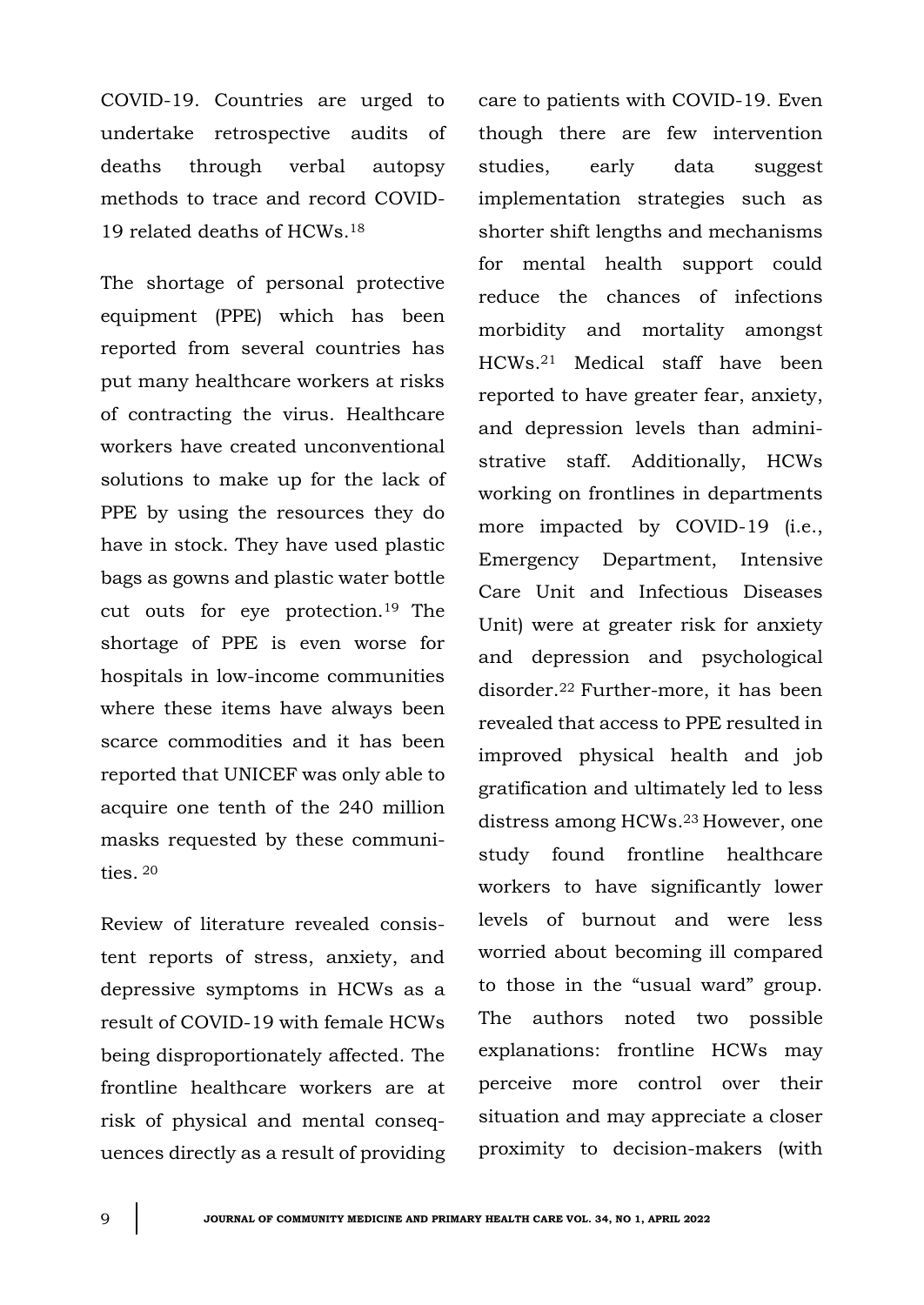COVID-19. Countries are urged to undertake retrospective audits of deaths through verbal autopsy methods to trace and record COVID-19 related deaths of HCWs.[18]

The shortage of personal protective equipment (PPE) which has been reported from several countries has put many healthcare workers at risks of contracting the virus. Healthcare workers have created unconventional solutions to make up for the lack of PPE by using the resources they do have in stock. They have used plastic bags as gowns and plastic water bottle cut outs for eye protection.[19] The shortage of PPE is even worse for hospitals in low-income communities where these items have always been scarce commodities and it has been reported that UNICEF was only able to acquire one tenth of the 240 million masks requested by these communities. [20]

Review of literature revealed consistent reports of stress, anxiety, and depressive symptoms in HCWs as a result of COVID-19 with female HCWs being disproportionately affected. The frontline healthcare workers are at risk of physical and mental consequences directly as a result of providing care to patients with COVID-19. Even though there are few intervention studies, early data suggest implementation strategies such as shorter shift lengths and mechanisms for mental health support could reduce the chances of infections morbidity and mortality amongst HCWs.[21] Medical staff have been reported to have greater fear, anxiety, and depression levels than administrative staff. Additionally, HCWs working on frontlines in departments more impacted by COVID-19 (i.e., Emergency Department, Intensive Care Unit and Infectious Diseases Unit) were at greater risk for anxiety and depression and psychological disorder.[22] Further-more, it has been revealed that access to PPE resulted in improved physical health and job gratification and ultimately led to less distress among HCWs.[23] However, one study found frontline healthcare workers to have significantly lower levels of burnout and were less worried about becoming ill compared to those in the "usual ward" group. The authors noted two possible explanations: frontline HCWs may perceive more control over their situation and may appreciate a closer proximity to decision-makers (with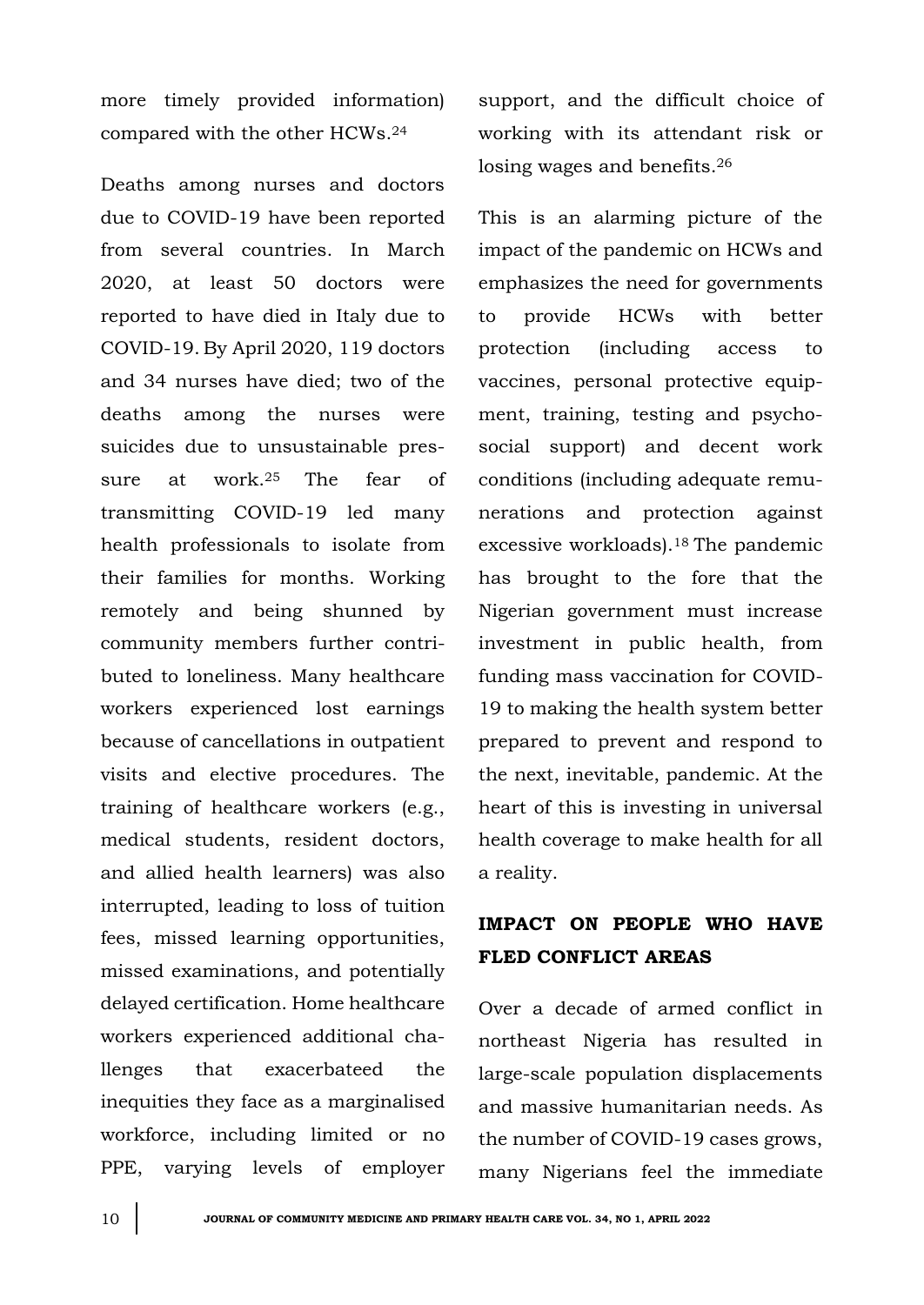more timely provided information) compared with the other HCWs.[24]

Deaths among nurses and doctors due to COVID-19 have been reported from several countries. In March 2020, at least 50 doctors were reported to have died in Italy due to COVID-19. By April 2020, 119 doctors and 34 nurses have died; two of the deaths among the nurses were suicides due to unsustainable pressure at work.[25] The fear of transmitting COVID-19 led many health professionals to isolate from their families for months. Working remotely and being shunned by community members further contributed to loneliness. Many healthcare workers experienced lost earnings because of cancellations in outpatient visits and elective procedures. The training of healthcare workers (e.g., medical students, resident doctors, and allied health learners) was also interrupted, leading to loss of tuition fees, missed learning opportunities, missed examinations, and potentially delayed certification. Home healthcare workers experienced additional challenges that exacerbateed the inequities they face as a marginalised workforce, including limited or no PPE, varying levels of employer support, and the difficult choice of working with its attendant risk or losing wages and benefits.[26]

This is an alarming picture of the impact of the pandemic on HCWs and emphasizes the need for governments to provide HCWs with better protection (including access to vaccines, personal protective equipment, training, testing and psychosocial support) and decent work conditions (including adequate remunerations and protection against excessive workloads).[18] The pandemic has brought to the fore that the Nigerian government must increase investment in public health, from funding mass vaccination for COVID-19 to making the health system better prepared to prevent and respond to the next, inevitable, pandemic. At the heart of this is investing in universal health coverage to make health for all a reality.

## IMPACT ON PEOPLE WHO HAVE FLED CONFLICT AREAS

Over a decade of armed conflict in northeast Nigeria has resulted in large-scale population displacements and massive humanitarian needs. As the number of COVID-19 cases grows, many Nigerians feel the immediate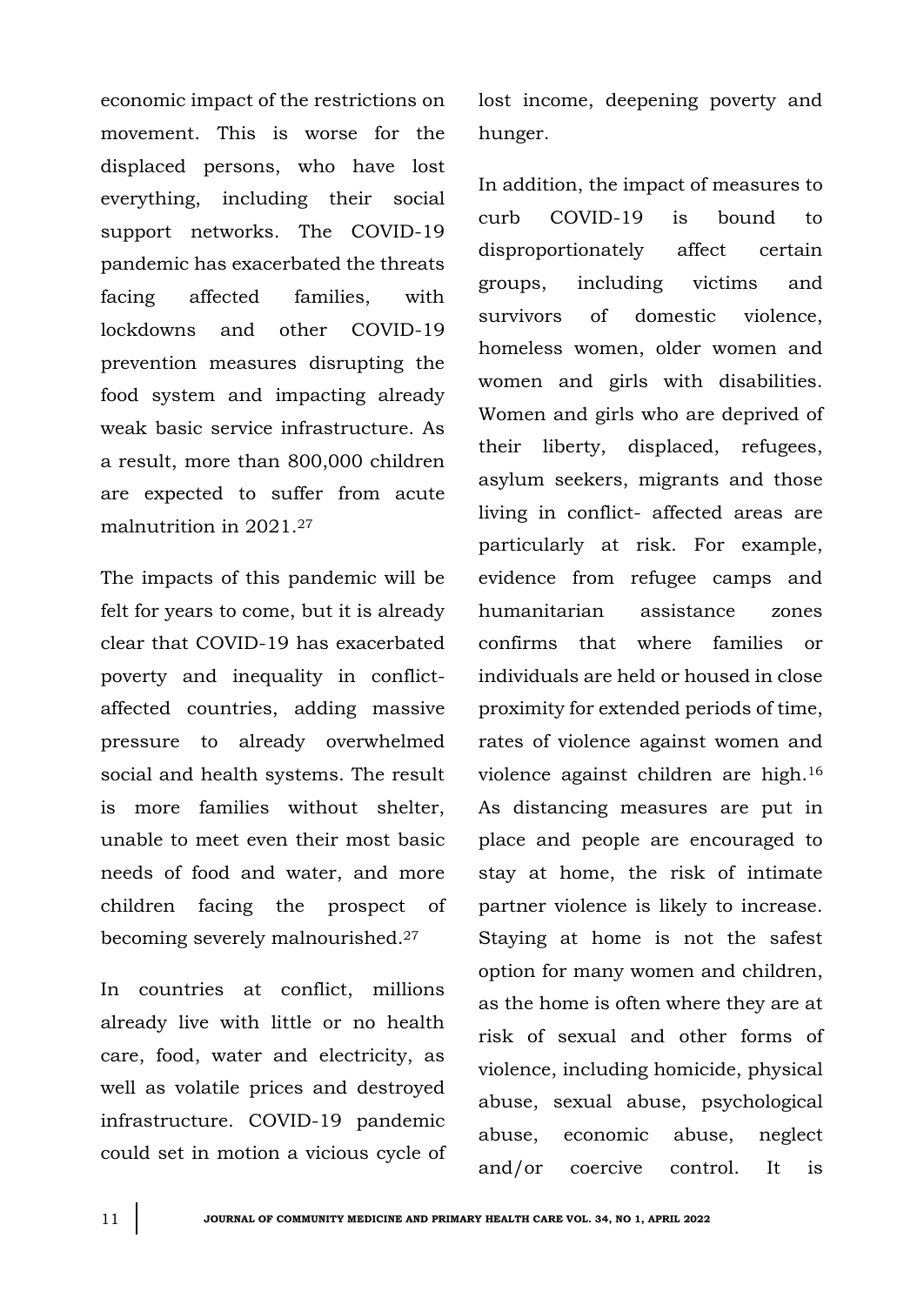economic impact of the restrictions on movement. This is worse for the displaced persons, who have lost everything, including their social support networks. The COVID-19 pandemic has exacerbated the threats facing affected families, with lockdowns and other COVID-19 prevention measures disrupting the food system and impacting already weak basic service infrastructure. As a result, more than 800,000 children are expected to suffer from acute malnutrition in 2021.[27]

The impacts of this pandemic will be felt for years to come, but it is already clear that COVID-19 has exacerbated poverty and inequality in conflict-affected countries, adding massive pressure to already overwhelmed social and health systems. The result is more families without shelter, unable to meet even their most basic needs of food and water, and more children facing the prospect of becoming severely malnourished.[27]

In countries at conflict, millions already live with little or no health care, food, water and electricity, as well as volatile prices and destroyed infrastructure. COVID-19 pandemic could set in motion a vicious cycle of lost income, deepening poverty and hunger.

In addition, the impact of measures to curb COVID-19 is bound to disproportionately affect certain groups, including victims and survivors of domestic violence, homeless women, older women and women and girls with disabilities. Women and girls who are deprived of their liberty, displaced, refugees, asylum seekers, migrants and those living in conflict- affected areas are particularly at risk. For example, evidence from refugee camps and humanitarian assistance zones confirms that where families or individuals are held or housed in close proximity for extended periods of time, rates of violence against women and violence against children are high.[16] As distancing measures are put in place and people are encouraged to stay at home, the risk of intimate partner violence is likely to increase. Staying at home is not the safest option for many women and children, as the home is often where they are at risk of sexual and other forms of violence, including homicide, physical abuse, sexual abuse, psychological abuse, economic abuse, neglect and/or coercive control. It is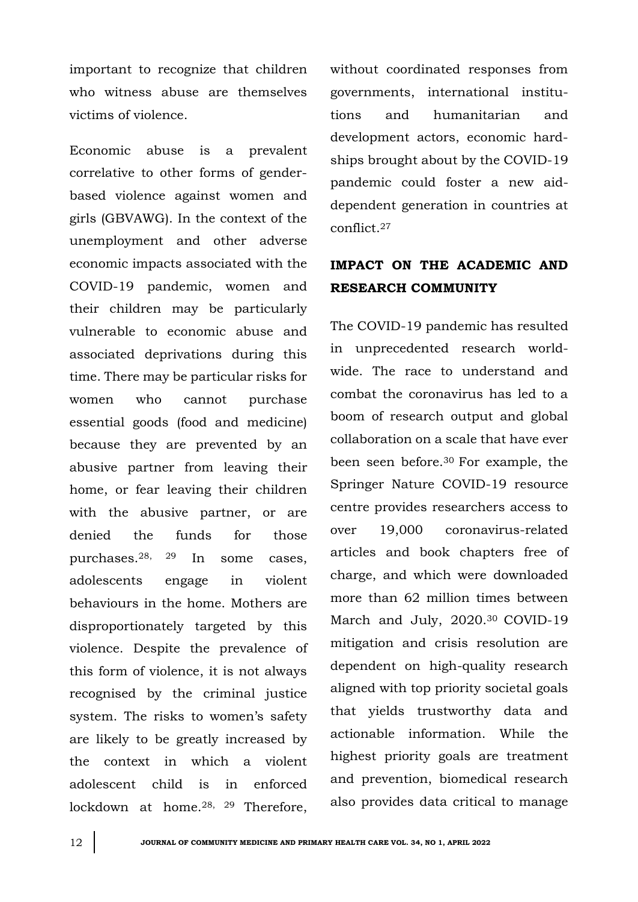important to recognize that children who witness abuse are themselves victims of violence.

Economic abuse is a prevalent correlative to other forms of gender-based violence against women and girls (GBVAWG). In the context of the unemployment and other adverse economic impacts associated with the COVID-19 pandemic, women and their children may be particularly vulnerable to economic abuse and associated deprivations during this time. There may be particular risks for women who cannot purchase essential goods (food and medicine) because they are prevented by an abusive partner from leaving their home, or fear leaving their children with the abusive partner, or are denied the funds for those purchases.[28, 29] In some cases, adolescents engage in violent behaviours in the home. Mothers are disproportionately targeted by this violence. Despite the prevalence of this form of violence, it is not always recognised by the criminal justice system. The risks to women's safety are likely to be greatly increased by the context in which a violent adolescent child is in enforced lockdown at home.[28, 29] Therefore, without coordinated responses from governments, international institutions and humanitarian and development actors, economic hardships brought about by the COVID-19 pandemic could foster a new aid-dependent generation in countries at conflict.[27]

## IMPACT ON THE ACADEMIC AND RESEARCH COMMUNITY

The COVID-19 pandemic has resulted in unprecedented research worldwide. The race to understand and combat the coronavirus has led to a boom of research output and global collaboration on a scale that have ever been seen before.[30] For example, the Springer Nature COVID-19 resource centre provides researchers access to over 19,000 coronavirus-related articles and book chapters free of charge, and which were downloaded more than 62 million times between March and July, 2020.[30] COVID-19 mitigation and crisis resolution are dependent on high-quality research aligned with top priority societal goals that yields trustworthy data and actionable information. While the highest priority goals are treatment and prevention, biomedical research also provides data critical to manage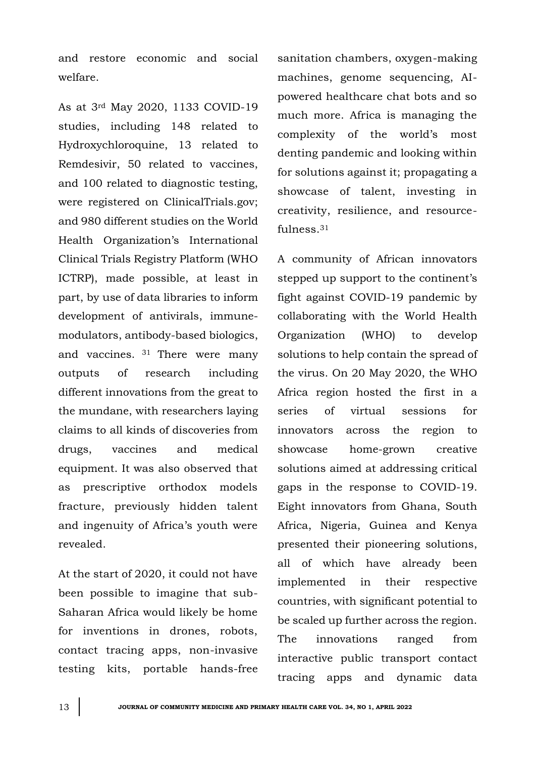and restore economic and social welfare.

As at 3rd May 2020, 1133 COVID-19 studies, including 148 related to Hydroxychloroquine, 13 related to Remdesivir, 50 related to vaccines, and 100 related to diagnostic testing, were registered on ClinicalTrials.gov; and 980 different studies on the World Health Organization's International Clinical Trials Registry Platform (WHO ICTRP), made possible, at least in part, by use of data libraries to inform development of antivirals, immune-modulators, antibody-based biologics, and vaccines. [31] There were many outputs of research including different innovations from the great to the mundane, with researchers laying claims to all kinds of discoveries from drugs, vaccines and medical equipment. It was also observed that as prescriptive orthodox models fracture, previously hidden talent and ingenuity of Africa's youth were revealed.

At the start of 2020, it could not have been possible to imagine that sub-Saharan Africa would likely be home for inventions in drones, robots, contact tracing apps, non-invasive testing kits, portable hands-free sanitation chambers, oxygen-making machines, genome sequencing, AI-powered healthcare chat bots and so much more. Africa is managing the complexity of the world's most denting pandemic and looking within for solutions against it; propagating a showcase of talent, investing in creativity, resilience, and resource-fulness.[31]

A community of African innovators stepped up support to the continent's fight against COVID-19 pandemic by collaborating with the World Health Organization (WHO) to develop solutions to help contain the spread of the virus. On 20 May 2020, the WHO Africa region hosted the first in a series of virtual sessions for innovators across the region to showcase home-grown creative solutions aimed at addressing critical gaps in the response to COVID-19. Eight innovators from Ghana, South Africa, Nigeria, Guinea and Kenya presented their pioneering solutions, all of which have already been implemented in their respective countries, with significant potential to be scaled up further across the region. The innovations ranged from interactive public transport contact tracing apps and dynamic data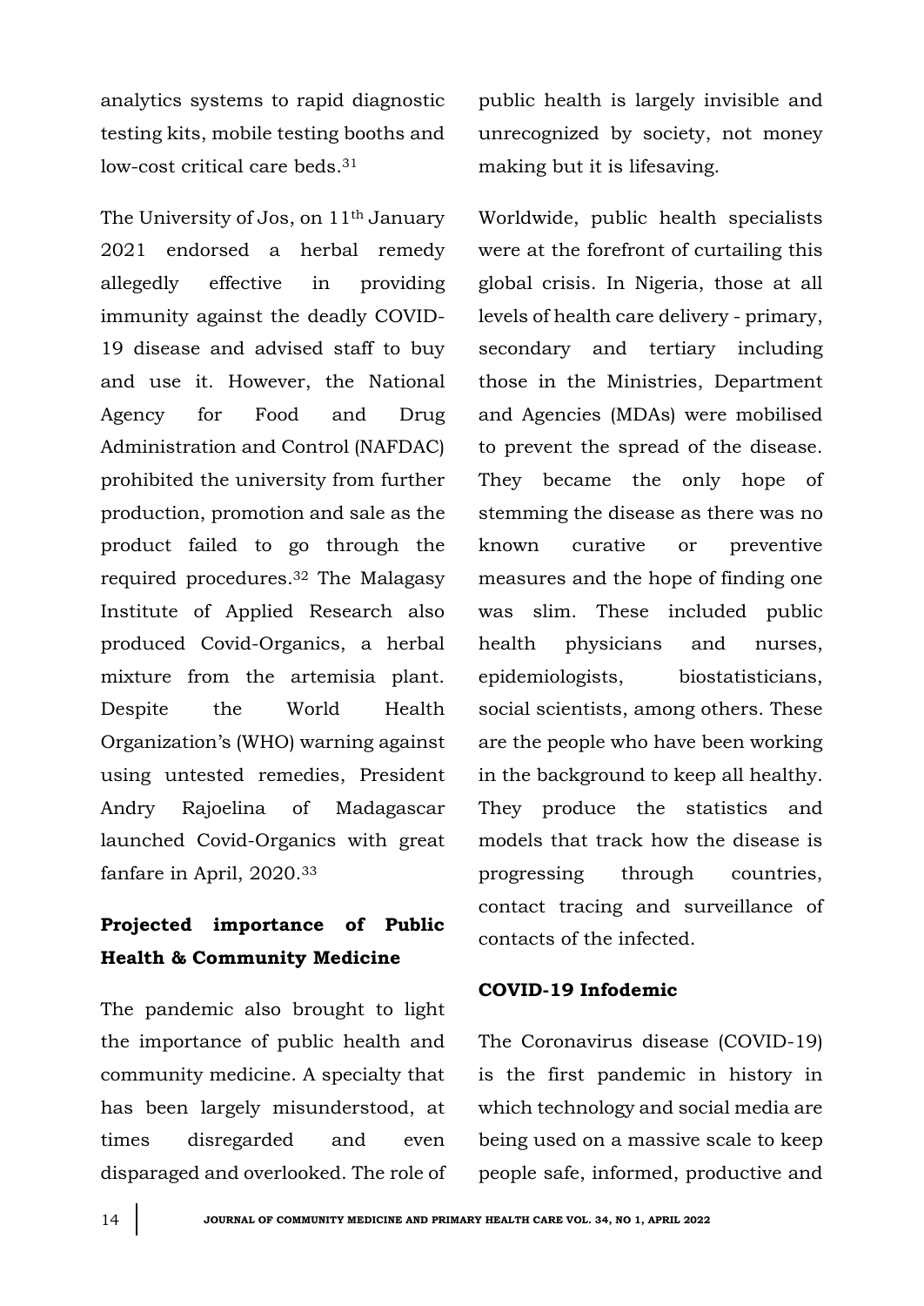analytics systems to rapid diagnostic testing kits, mobile testing booths and low-cost critical care beds.[31]

The University of Jos, on 11th January 2021 endorsed a herbal remedy allegedly effective in providing immunity against the deadly COVID-19 disease and advised staff to buy and use it. However, the National Agency for Food and Drug Administration and Control (NAFDAC) prohibited the university from further production, promotion and sale as the product failed to go through the required procedures.[32] The Malagasy Institute of Applied Research also produced Covid-Organics, a herbal mixture from the artemisia plant. Despite the World Health Organization's (WHO) warning against using untested remedies, President Andry Rajoelina of Madagascar launched Covid-Organics with great fanfare in April, 2020.[33]

## Projected importance of Public Health & Community Medicine

The pandemic also brought to light the importance of public health and community medicine. A specialty that has been largely misunderstood, at times disregarded and even disparaged and overlooked. The role of public health is largely invisible and unrecognized by society, not money making but it is lifesaving.

Worldwide, public health specialists were at the forefront of curtailing this global crisis. In Nigeria, those at all levels of health care delivery - primary, secondary and tertiary including those in the Ministries, Department and Agencies (MDAs) were mobilised to prevent the spread of the disease. They became the only hope of stemming the disease as there was no known curative or preventive measures and the hope of finding one was slim. These included public health physicians and nurses, epidemiologists, biostatisticians, social scientists, among others. These are the people who have been working in the background to keep all healthy. They produce the statistics and models that track how the disease is progressing through countries, contact tracing and surveillance of contacts of the infected.

## COVID-19 Infodemic

The Coronavirus disease (COVID-19) is the first pandemic in history in which technology and social media are being used on a massive scale to keep people safe, informed, productive and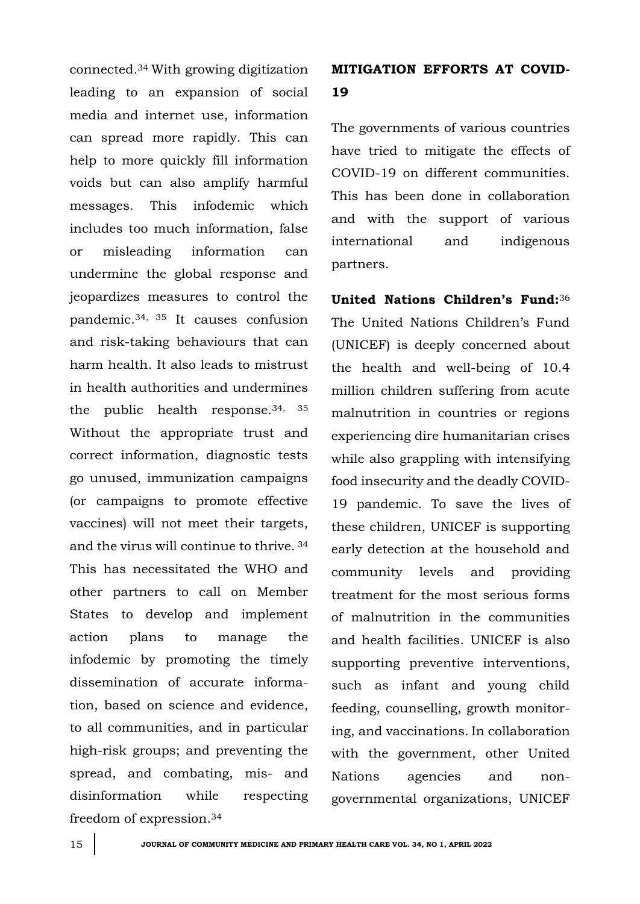connected.[34] With growing digitization leading to an expansion of social media and internet use, information can spread more rapidly. This can help to more quickly fill information voids but can also amplify harmful messages. This infodemic which includes too much information, false or misleading information can undermine the global response and jeopardizes measures to control the pandemic.[34, 35] It causes confusion and risk-taking behaviours that can harm health. It also leads to mistrust in health authorities and undermines the public health response.[34, 35] Without the appropriate trust and correct information, diagnostic tests go unused, immunization campaigns (or campaigns to promote effective vaccines) will not meet their targets, and the virus will continue to thrive.[34] This has necessitated the WHO and other partners to call on Member States to develop and implement action plans to manage the infodemic by promoting the timely dissemination of accurate information, based on science and evidence, to all communities, and in particular high-risk groups; and preventing the spread, and combating, mis- and disinformation while respecting freedom of expression.[34]

## MITIGATION EFFORTS AT COVID-19

The governments of various countries have tried to mitigate the effects of COVID-19 on different communities. This has been done in collaboration and with the support of various international and indigenous partners.

**United Nations Children's Fund:**[36] The United Nations Children's Fund (UNICEF) is deeply concerned about the health and well-being of 10.4 million children suffering from acute malnutrition in countries or regions experiencing dire humanitarian crises while also grappling with intensifying food insecurity and the deadly COVID-19 pandemic. To save the lives of these children, UNICEF is supporting early detection at the household and community levels and providing treatment for the most serious forms of malnutrition in the communities and health facilities. UNICEF is also supporting preventive interventions, such as infant and young child feeding, counselling, growth monitoring, and vaccinations. In collaboration with the government, other United Nations agencies and non-governmental organizations, UNICEF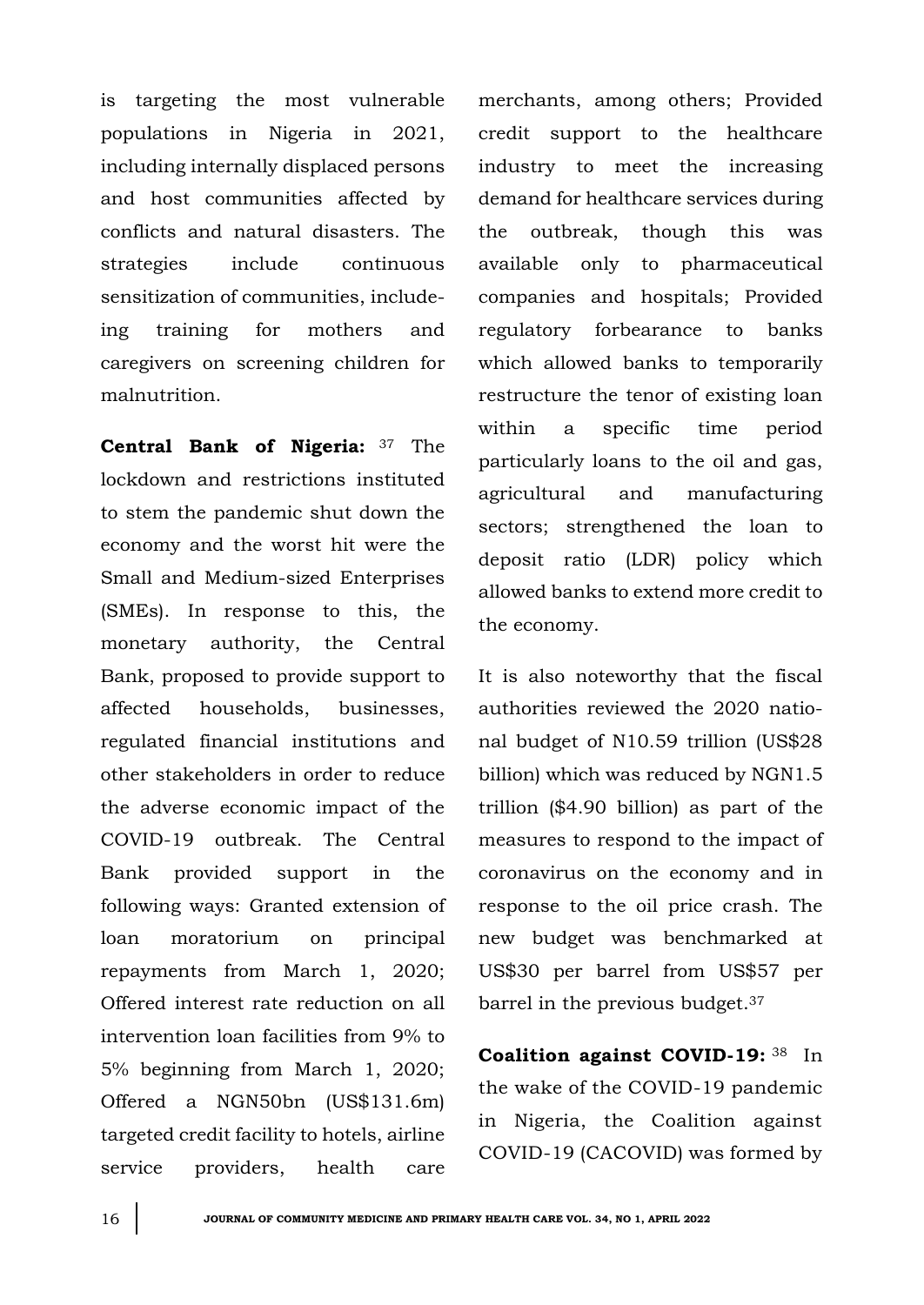is targeting the most vulnerable populations in Nigeria in 2021, including internally displaced persons and host communities affected by conflicts and natural disasters. The strategies include continuous sensitization of communities, including training for mothers and caregivers on screening children for malnutrition.

**Central Bank of Nigeria:** [37] The lockdown and restrictions instituted to stem the pandemic shut down the economy and the worst hit were the Small and Medium-sized Enterprises (SMEs). In response to this, the monetary authority, the Central Bank, proposed to provide support to affected households, businesses, regulated financial institutions and other stakeholders in order to reduce the adverse economic impact of the COVID-19 outbreak. The Central Bank provided support in the following ways: Granted extension of loan moratorium on principal repayments from March 1, 2020; Offered interest rate reduction on all intervention loan facilities from 9% to 5% beginning from March 1, 2020; Offered a NGN50bn (US$131.6m) targeted credit facility to hotels, airline service providers, health care merchants, among others; Provided credit support to the healthcare industry to meet the increasing demand for healthcare services during the outbreak, though this was available only to pharmaceutical companies and hospitals; Provided regulatory forbearance to banks which allowed banks to temporarily restructure the tenor of existing loan within a specific time period particularly loans to the oil and gas, agricultural and manufacturing sectors; strengthened the loan to deposit ratio (LDR) policy which allowed banks to extend more credit to the economy.

It is also noteworthy that the fiscal authorities reviewed the 2020 national budget of N10.59 trillion (US$28 billion) which was reduced by NGN1.5 trillion ($4.90 billion) as part of the measures to respond to the impact of coronavirus on the economy and in response to the oil price crash. The new budget was benchmarked at US$30 per barrel from US$57 per barrel in the previous budget.[37]

**Coalition against COVID-19:** [38] In the wake of the COVID-19 pandemic in Nigeria, the Coalition against COVID-19 (CACOVID) was formed by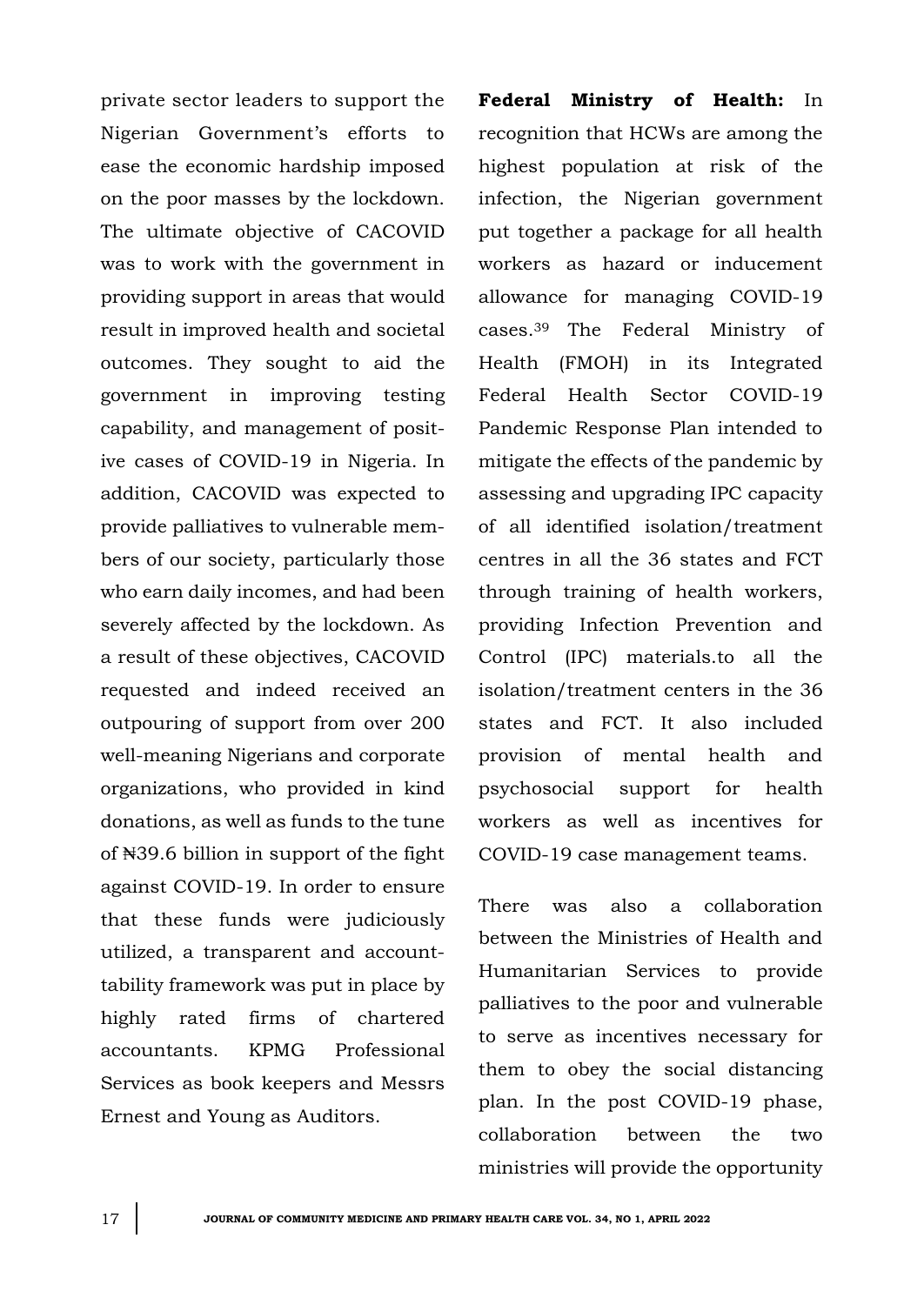private sector leaders to support the Nigerian Government's efforts to ease the economic hardship imposed on the poor masses by the lockdown. The ultimate objective of CACOVID was to work with the government in providing support in areas that would result in improved health and societal outcomes. They sought to aid the government in improving testing capability, and management of positive cases of COVID-19 in Nigeria. In addition, CACOVID was expected to provide palliatives to vulnerable members of our society, particularly those who earn daily incomes, and had been severely affected by the lockdown. As a result of these objectives, CACOVID requested and indeed received an outpouring of support from over 200 well-meaning Nigerians and corporate organizations, who provided in kind donations, as well as funds to the tune of ₦39.6 billion in support of the fight against COVID-19. In order to ensure that these funds were judiciously utilized, a transparent and accounttability framework was put in place by highly rated firms of chartered accountants. KPMG Professional Services as book keepers and Messrs Ernest and Young as Auditors.

**Federal Ministry of Health:** In recognition that HCWs are among the highest population at risk of the infection, the Nigerian government put together a package for all health workers as hazard or inducement allowance for managing COVID-19 cases.[39] The Federal Ministry of Health (FMOH) in its Integrated Federal Health Sector COVID-19 Pandemic Response Plan intended to mitigate the effects of the pandemic by assessing and upgrading IPC capacity of all identified isolation/treatment centres in all the 36 states and FCT through training of health workers, providing Infection Prevention and Control (IPC) materials.to all the isolation/treatment centers in the 36 states and FCT. It also included provision of mental health and psychosocial support for health workers as well as incentives for COVID-19 case management teams.

There was also a collaboration between the Ministries of Health and Humanitarian Services to provide palliatives to the poor and vulnerable to serve as incentives necessary for them to obey the social distancing plan. In the post COVID-19 phase, collaboration between the two ministries will provide the opportunity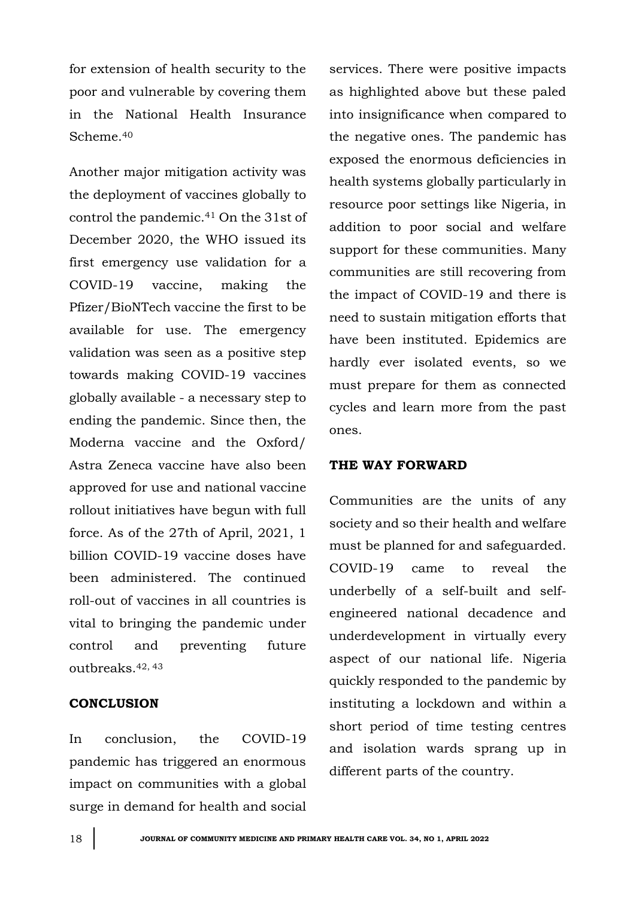for extension of health security to the poor and vulnerable by covering them in the National Health Insurance Scheme.[40]

Another major mitigation activity was the deployment of vaccines globally to control the pandemic.[41] On the 31st of December 2020, the WHO issued its first emergency use validation for a COVID-19 vaccine, making the Pfizer/BioNTech vaccine the first to be available for use. The emergency validation was seen as a positive step towards making COVID-19 vaccines globally available - a necessary step to ending the pandemic. Since then, the Moderna vaccine and the Oxford/ Astra Zeneca vaccine have also been approved for use and national vaccine rollout initiatives have begun with full force. As of the 27th of April, 2021, 1 billion COVID-19 vaccine doses have been administered. The continued roll-out of vaccines in all countries is vital to bringing the pandemic under control and preventing future outbreaks.[42, 43]

## CONCLUSION

In conclusion, the COVID-19 pandemic has triggered an enormous impact on communities with a global surge in demand for health and social services. There were positive impacts as highlighted above but these paled into insignificance when compared to the negative ones. The pandemic has exposed the enormous deficiencies in health systems globally particularly in resource poor settings like Nigeria, in addition to poor social and welfare support for these communities. Many communities are still recovering from the impact of COVID-19 and there is need to sustain mitigation efforts that have been instituted. Epidemics are hardly ever isolated events, so we must prepare for them as connected cycles and learn more from the past ones.

## THE WAY FORWARD

Communities are the units of any society and so their health and welfare must be planned for and safeguarded. COVID-19 came to reveal the underbelly of a self-built and self-engineered national decadence and underdevelopment in virtually every aspect of our national life. Nigeria quickly responded to the pandemic by instituting a lockdown and within a short period of time testing centres and isolation wards sprang up in different parts of the country.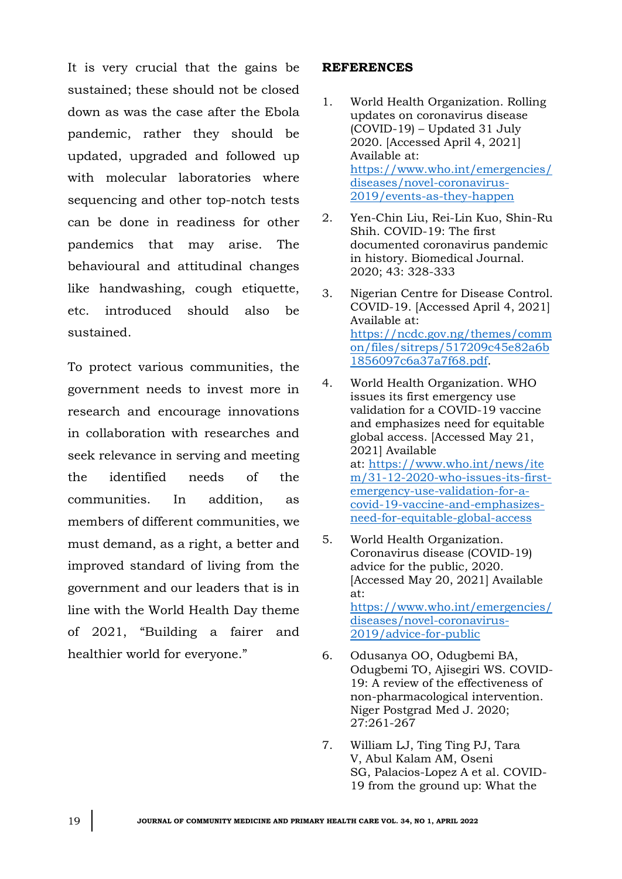It is very crucial that the gains be sustained; these should not be closed down as was the case after the Ebola pandemic, rather they should be updated, upgraded and followed up with molecular laboratories where sequencing and other top-notch tests can be done in readiness for other pandemics that may arise. The behavioural and attitudinal changes like handwashing, cough etiquette, etc. introduced should also be sustained.

To protect various communities, the government needs to invest more in research and encourage innovations in collaboration with researches and seek relevance in serving and meeting the identified needs of the communities. In addition, as members of different communities, we must demand, as a right, a better and improved standard of living from the government and our leaders that is in line with the World Health Day theme of 2021, "Building a fairer and healthier world for everyone."

## REFERENCES

1. World Health Organization. Rolling updates on coronavirus disease (COVID-19) – Updated 31 July 2020. [Accessed April 4, 2021] Available at: https://www.who.int/emergencies/diseases/novel-coronavirus-2019/events-as-they-happen
2. Yen-Chin Liu, Rei-Lin Kuo, Shin-Ru Shih. COVID-19: The first documented coronavirus pandemic in history. Biomedical Journal. 2020; 43: 328-333
3. Nigerian Centre for Disease Control. COVID-19. [Accessed April 4, 2021] Available at: https://ncdc.gov.ng/themes/common/files/sitreps/517209c45e82a6b1856097c6a37a7f68.pdf.
4. World Health Organization. WHO issues its first emergency use validation for a COVID-19 vaccine and emphasizes need for equitable global access. [Accessed May 21, 2021] Available at: https://www.who.int/news/item/31-12-2020-who-issues-its-first-emergency-use-validation-for-a-covid-19-vaccine-and-emphasizes-need-for-equitable-global-access
5. World Health Organization. Coronavirus disease (COVID-19) advice for the public, 2020. [Accessed May 20, 2021] Available at: https://www.who.int/emergencies/diseases/novel-coronavirus-2019/advice-for-public
6. Odusanya OO, Odugbemi BA, Odugbemi TO, Ajisegiri WS. COVID-19: A review of the effectiveness of non-pharmacological intervention. Niger Postgrad Med J. 2020; 27:261-267
7. William LJ, Ting Ting PJ, Tara V, Abul Kalam AM, Oseni SG, Palacios-Lopez A et al. COVID-19 from the ground up: What the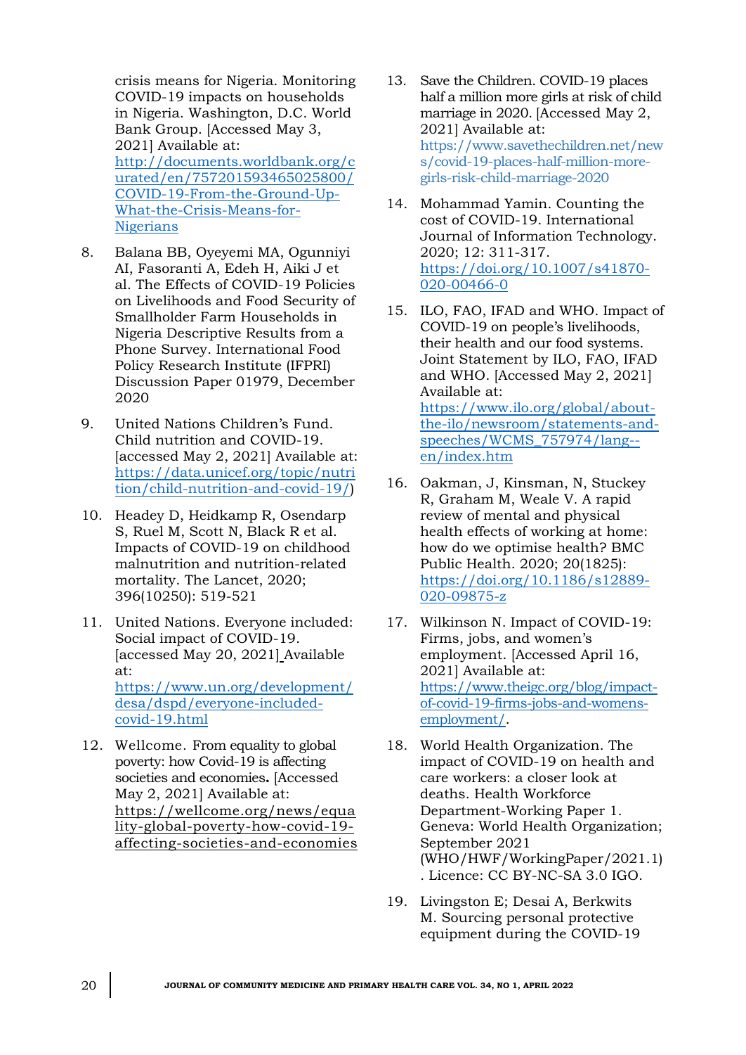crisis means for Nigeria. Monitoring COVID-19 impacts on households in Nigeria. Washington, D.C. World Bank Group. [Accessed May 3, 2021] Available at: http://documents.worldbank.org/curated/en/757201593465025800/COVID-19-From-the-Ground-Up-What-the-Crisis-Means-for-Nigerians

8. Balana BB, Oyeyemi MA, Ogunniyi AI, Fasoranti A, Edeh H, Aiki J et al. The Effects of COVID-19 Policies on Livelihoods and Food Security of Smallholder Farm Households in Nigeria Descriptive Results from a Phone Survey. International Food Policy Research Institute (IFPRI) Discussion Paper 01979, December 2020

9. United Nations Children's Fund. Child nutrition and COVID-19. [accessed May 2, 2021] Available at: https://data.unicef.org/topic/nutrition/child-nutrition-and-covid-19/)

10. Headey D, Heidkamp R, Osendarp S, Ruel M, Scott N, Black R et al. Impacts of COVID-19 on childhood malnutrition and nutrition-related mortality. The Lancet, 2020; 396(10250): 519-521

11. United Nations. Everyone included: Social impact of COVID-19. [accessed May 20, 2021] Available at: https://www.un.org/development/desa/dspd/everyone-included-covid-19.html

12. Wellcome. From equality to global poverty: how Covid-19 is affecting societies and economies**.** [Accessed May 2, 2021] Available at: https://wellcome.org/news/equality-global-poverty-how-covid-19-affecting-societies-and-economies

13. Save the Children. COVID-19 places half a million more girls at risk of child marriage in 2020. [Accessed May 2, 2021] Available at: https://www.savethechildren.net/news/covid-19-places-half-million-more-girls-risk-child-marriage-2020

14. Mohammad Yamin. Counting the cost of COVID-19. International Journal of Information Technology. 2020; 12: 311-317. https://doi.org/10.1007/s41870-020-00466-0

15. ILO, FAO, IFAD and WHO. Impact of COVID-19 on people's livelihoods, their health and our food systems. Joint Statement by ILO, FAO, IFAD and WHO. [Accessed May 2, 2021] Available at: https://www.ilo.org/global/about-the-ilo/newsroom/statements-and-speeches/WCMS_757974/lang--en/index.htm

16. Oakman, J, Kinsman, N, Stuckey R, Graham M, Weale V. A rapid review of mental and physical health effects of working at home: how do we optimise health? BMC Public Health. 2020; 20(1825): https://doi.org/10.1186/s12889-020-09875-z

17. Wilkinson N. Impact of COVID-19: Firms, jobs, and women's employment. [Accessed April 16, 2021] Available at: https://www.theigc.org/blog/impact-of-covid-19-firms-jobs-and-womens-employment/.

18. World Health Organization. The impact of COVID-19 on health and care workers: a closer look at deaths. Health Workforce Department-Working Paper 1. Geneva: World Health Organization; September 2021 (WHO/HWF/WorkingPaper/2021.1). Licence: CC BY-NC-SA 3.0 IGO.

19. Livingston E; Desai A, Berkwits M. Sourcing personal protective equipment during the COVID-19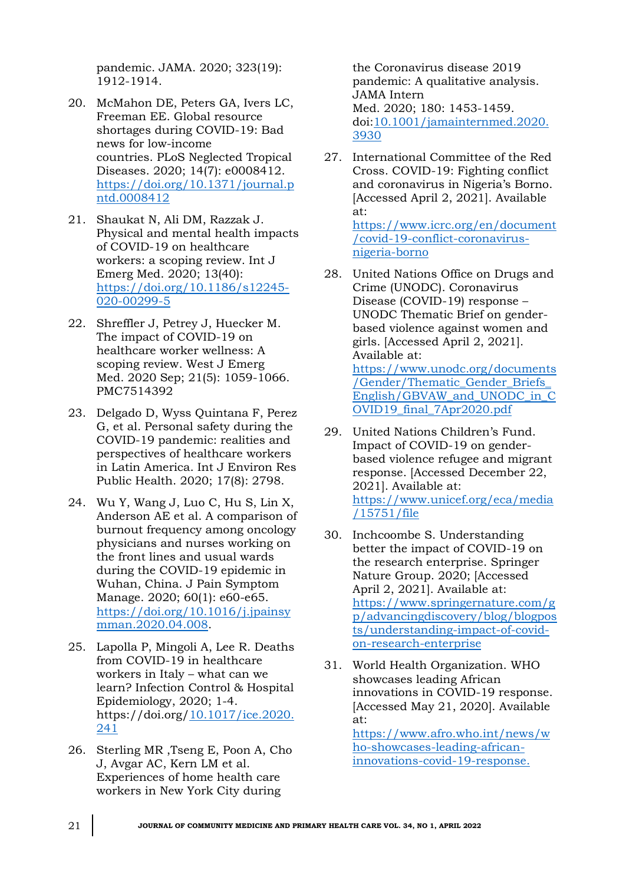pandemic. JAMA. 2020; 323(19): 1912-1914.

20. McMahon DE, Peters GA, Ivers LC, Freeman EE. Global resource shortages during COVID-19: Bad news for low-income countries. PLoS Neglected Tropical Diseases. 2020; 14(7): e0008412. https://doi.org/10.1371/journal.pntd.0008412

21. Shaukat N, Ali DM, Razzak J. Physical and mental health impacts of COVID-19 on healthcare workers: a scoping review. Int J Emerg Med. 2020; 13(40): https://doi.org/10.1186/s12245-020-00299-5

22. Shreffler J, Petrey J, Huecker M. The impact of COVID-19 on healthcare worker wellness: A scoping review. West J Emerg Med. 2020 Sep; 21(5): 1059-1066. PMC7514392

23. Delgado D, Wyss Quintana F, Perez G, et al. Personal safety during the COVID-19 pandemic: realities and perspectives of healthcare workers in Latin America. Int J Environ Res Public Health. 2020; 17(8): 2798.

24. Wu Y, Wang J, Luo C, Hu S, Lin X, Anderson AE et al. A comparison of burnout frequency among oncology physicians and nurses working on the front lines and usual wards during the COVID-19 epidemic in Wuhan, China. J Pain Symptom Manage. 2020; 60(1): e60-e65. https://doi.org/10.1016/j.jpainsymman.2020.04.008.

25. Lapolla P, Mingoli A, Lee R. Deaths from COVID-19 in healthcare workers in Italy – what can we learn? Infection Control & Hospital Epidemiology, 2020; 1-4. https://doi.org/10.1017/ice.2020.241

26. Sterling MR ,Tseng E, Poon A, Cho J, Avgar AC, Kern LM et al. Experiences of home health care workers in New York City during the Coronavirus disease 2019 pandemic: A qualitative analysis. JAMA Intern Med. 2020; 180: 1453-1459. doi:10.1001/jamainternmed.2020.3930

27. International Committee of the Red Cross. COVID-19: Fighting conflict and coronavirus in Nigeria's Borno. [Accessed April 2, 2021]. Available at: https://www.icrc.org/en/document/covid-19-conflict-coronavirus-nigeria-borno

28. United Nations Office on Drugs and Crime (UNODC). Coronavirus Disease (COVID-19) response – UNODC Thematic Brief on gender-based violence against women and girls. [Accessed April 2, 2021]. Available at: https://www.unodc.org/documents/Gender/Thematic_Gender_Briefs_English/GBVAW_and_UNODC_in_COVID19_final_7Apr2020.pdf

29. United Nations Children's Fund. Impact of COVID-19 on gender-based violence refugee and migrant response. [Accessed December 22, 2021]. Available at: https://www.unicef.org/eca/media/15751/file

30. Inchcoombe S. Understanding better the impact of COVID-19 on the research enterprise. Springer Nature Group. 2020; [Accessed April 2, 2021]. Available at: https://www.springernature.com/gp/advancingdiscovery/blog/blogposts/understanding-impact-of-covid-on-research-enterprise

31. World Health Organization. WHO showcases leading African innovations in COVID-19 response. [Accessed May 21, 2020]. Available at: https://www.afro.who.int/news/who-showcases-leading-african-innovations-covid-19-response.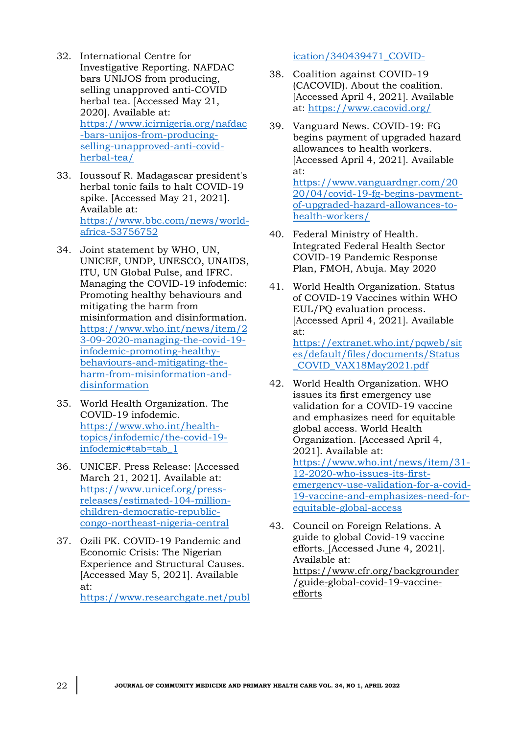32. International Centre for Investigative Reporting. NAFDAC bars UNIJOS from producing, selling unapproved anti-COVID herbal tea. [Accessed May 21, 2020]. Available at: https://www.icirnigeria.org/nafdac-bars-unijos-from-producing-selling-unapproved-anti-covid-herbal-tea/

33. Ioussouf R. Madagascar president's herbal tonic fails to halt COVID-19 spike. [Accessed May 21, 2021]. Available at: https://www.bbc.com/news/world-africa-53756752

34. Joint statement by WHO, UN, UNICEF, UNDP, UNESCO, UNAIDS, ITU, UN Global Pulse, and IFRC. Managing the COVID-19 infodemic: Promoting healthy behaviours and mitigating the harm from misinformation and disinformation. https://www.who.int/news/item/23-09-2020-managing-the-covid-19-infodemic-promoting-healthy-behaviours-and-mitigating-the-harm-from-misinformation-and-disinformation

35. World Health Organization. The COVID-19 infodemic. https://www.who.int/health-topics/infodemic/the-covid-19-infodemic#tab=tab_1

36. UNICEF. Press Release: [Accessed March 21, 2021]. Available at: https://www.unicef.org/press-releases/estimated-104-million-children-democratic-republic-congo-northeast-nigeria-central

37. Ozili PK. COVID-19 Pandemic and Economic Crisis: The Nigerian Experience and Structural Causes. [Accessed May 5, 2021]. Available at: https://www.researchgate.net/publication/340439471_COVID-

38. Coalition against COVID-19 (CACOVID). About the coalition. [Accessed April 4, 2021]. Available at: https://www.cacovid.org/

39. Vanguard News. COVID-19: FG begins payment of upgraded hazard allowances to health workers. [Accessed April 4, 2021]. Available at: https://www.vanguardngr.com/2020/04/covid-19-fg-begins-payment-of-upgraded-hazard-allowances-to-health-workers/

40. Federal Ministry of Health. Integrated Federal Health Sector COVID-19 Pandemic Response Plan, FMOH, Abuja. May 2020

41. World Health Organization. Status of COVID-19 Vaccines within WHO EUL/PQ evaluation process. [Accessed April 4, 2021]. Available at: https://extranet.who.int/pqweb/sites/default/files/documents/Status_COVID_VAX18May2021.pdf

42. World Health Organization. WHO issues its first emergency use validation for a COVID-19 vaccine and emphasizes need for equitable global access. World Health Organization. [Accessed April 4, 2021]. Available at: https://www.who.int/news/item/31-12-2020-who-issues-its-first-emergency-use-validation-for-a-covid-19-vaccine-and-emphasizes-need-for-equitable-global-access

43. Council on Foreign Relations. A guide to global Covid-19 vaccine efforts. [Accessed June 4, 2021]. Available at: https://www.cfr.org/backgrounder/guide-global-covid-19-vaccine-efforts